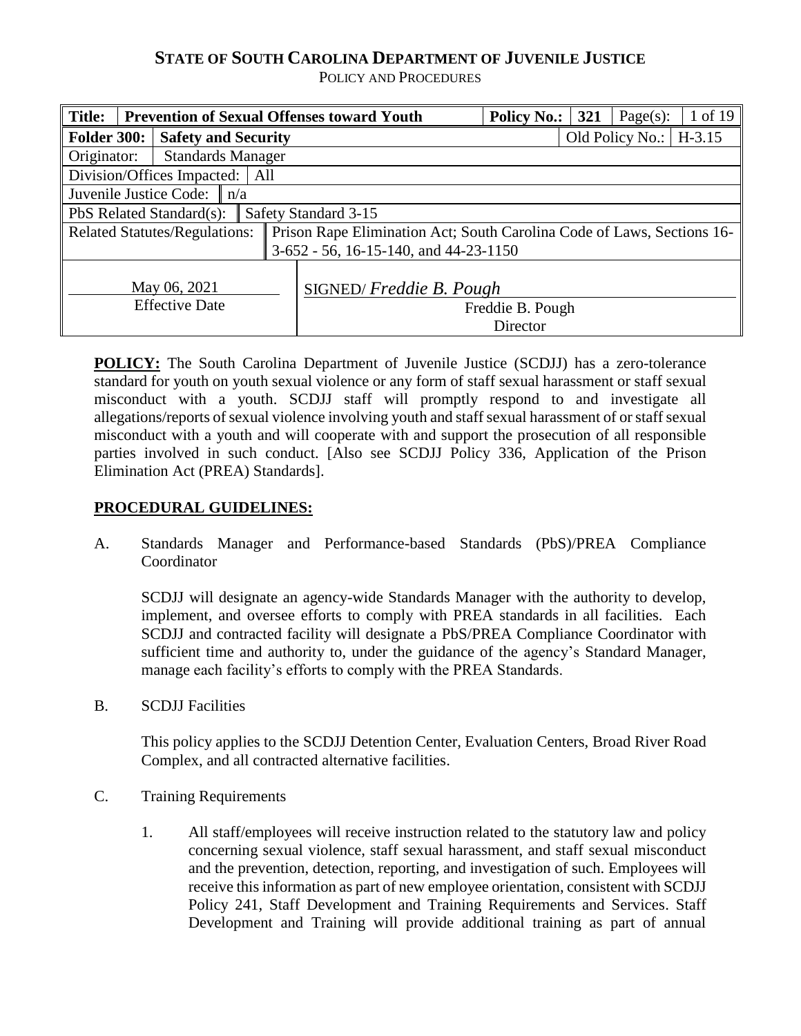**STATE OF SOUTH CAROLINA DEPARTMENT OF JUVENILE JUSTICE**
POLICY AND PROCEDURES

| **Title:** | **Prevention of Sexual Offenses toward Youth** | **Policy No.:** | **321** | Page(s): | 1 of 19 |
|---|---|---|---|---|---|
| **Folder 300:** | **Safety and Security** | | | Old Policy No.: | H-3.15 |
| Originator: | Standards Manager | | | | |
| Division/Offices Impacted: | All | | | | |
| Juvenile Justice Code: | n/a | | | | |
| PbS Related Standard(s): | Safety Standard 3-15 | | | | |
| Related Statutes/Regulations: | Prison Rape Elimination Act; South Carolina Code of Laws, Sections 16-3-652 - 56, 16-15-140, and 44-23-1150 | | | | |
| May 06, 2021<br>Effective Date | SIGNED/ *Freddie B. Pough*<br>Freddie B. Pough<br>Director | | | | |

**POLICY:** The South Carolina Department of Juvenile Justice (SCDJJ) has a zero-tolerance standard for youth on youth sexual violence or any form of staff sexual harassment or staff sexual misconduct with a youth. SCDJJ staff will promptly respond to and investigate all allegations/reports of sexual violence involving youth and staff sexual harassment of or staff sexual misconduct with a youth and will cooperate with and support the prosecution of all responsible parties involved in such conduct. [Also see SCDJJ Policy 336, Application of the Prison Elimination Act (PREA) Standards].

**PROCEDURAL GUIDELINES:**

A. Standards Manager and Performance-based Standards (PbS)/PREA Compliance Coordinator

SCDJJ will designate an agency-wide Standards Manager with the authority to develop, implement, and oversee efforts to comply with PREA standards in all facilities. Each SCDJJ and contracted facility will designate a PbS/PREA Compliance Coordinator with sufficient time and authority to, under the guidance of the agency's Standard Manager, manage each facility's efforts to comply with the PREA Standards.

B. SCDJJ Facilities

This policy applies to the SCDJJ Detention Center, Evaluation Centers, Broad River Road Complex, and all contracted alternative facilities.

C. Training Requirements

1. All staff/employees will receive instruction related to the statutory law and policy concerning sexual violence, staff sexual harassment, and staff sexual misconduct and the prevention, detection, reporting, and investigation of such. Employees will receive this information as part of new employee orientation, consistent with SCDJJ Policy 241, Staff Development and Training Requirements and Services. Staff Development and Training will provide additional training as part of annual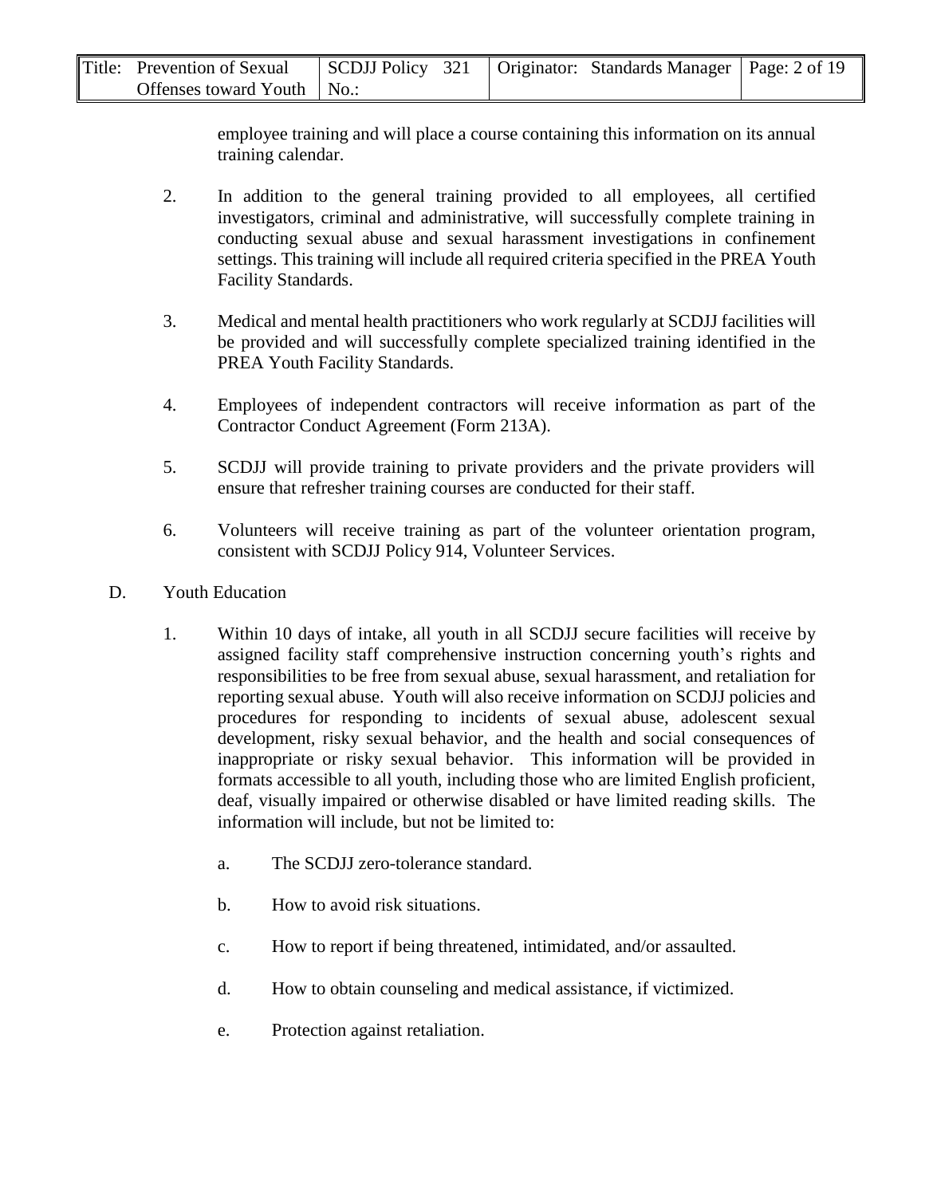employee training and will place a course containing this information on its annual training calendar.

2. In addition to the general training provided to all employees, all certified investigators, criminal and administrative, will successfully complete training in conducting sexual abuse and sexual harassment investigations in confinement settings. This training will include all required criteria specified in the PREA Youth Facility Standards.

3. Medical and mental health practitioners who work regularly at SCDJJ facilities will be provided and will successfully complete specialized training identified in the PREA Youth Facility Standards.

4. Employees of independent contractors will receive information as part of the Contractor Conduct Agreement (Form 213A).

5. SCDJJ will provide training to private providers and the private providers will ensure that refresher training courses are conducted for their staff.

6. Volunteers will receive training as part of the volunteer orientation program, consistent with SCDJJ Policy 914, Volunteer Services.

D. Youth Education

1. Within 10 days of intake, all youth in all SCDJJ secure facilities will receive by assigned facility staff comprehensive instruction concerning youth's rights and responsibilities to be free from sexual abuse, sexual harassment, and retaliation for reporting sexual abuse. Youth will also receive information on SCDJJ policies and procedures for responding to incidents of sexual abuse, adolescent sexual development, risky sexual behavior, and the health and social consequences of inappropriate or risky sexual behavior. This information will be provided in formats accessible to all youth, including those who are limited English proficient, deaf, visually impaired or otherwise disabled or have limited reading skills. The information will include, but not be limited to:

   a. The SCDJJ zero-tolerance standard.

   b. How to avoid risk situations.

   c. How to report if being threatened, intimidated, and/or assaulted.

   d. How to obtain counseling and medical assistance, if victimized.

   e. Protection against retaliation.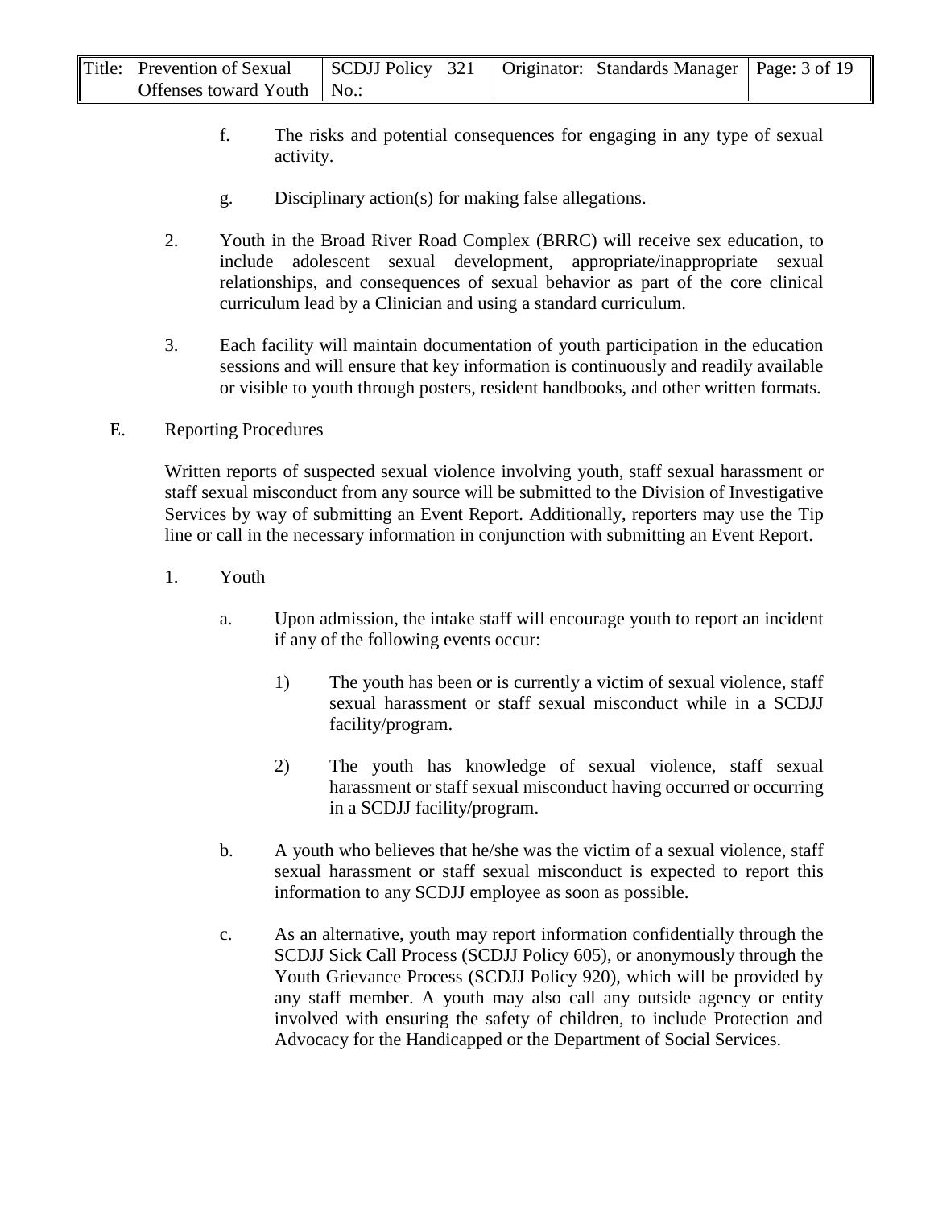f. The risks and potential consequences for engaging in any type of sexual activity.

g. Disciplinary action(s) for making false allegations.

2. Youth in the Broad River Road Complex (BRRC) will receive sex education, to include adolescent sexual development, appropriate/inappropriate sexual relationships, and consequences of sexual behavior as part of the core clinical curriculum lead by a Clinician and using a standard curriculum.

3. Each facility will maintain documentation of youth participation in the education sessions and will ensure that key information is continuously and readily available or visible to youth through posters, resident handbooks, and other written formats.

E. Reporting Procedures

Written reports of suspected sexual violence involving youth, staff sexual harassment or staff sexual misconduct from any source will be submitted to the Division of Investigative Services by way of submitting an Event Report. Additionally, reporters may use the Tip line or call in the necessary information in conjunction with submitting an Event Report.

1. Youth

a. Upon admission, the intake staff will encourage youth to report an incident if any of the following events occur:

1) The youth has been or is currently a victim of sexual violence, staff sexual harassment or staff sexual misconduct while in a SCDJJ facility/program.

2) The youth has knowledge of sexual violence, staff sexual harassment or staff sexual misconduct having occurred or occurring in a SCDJJ facility/program.

b. A youth who believes that he/she was the victim of a sexual violence, staff sexual harassment or staff sexual misconduct is expected to report this information to any SCDJJ employee as soon as possible.

c. As an alternative, youth may report information confidentially through the SCDJJ Sick Call Process (SCDJJ Policy 605), or anonymously through the Youth Grievance Process (SCDJJ Policy 920), which will be provided by any staff member. A youth may also call any outside agency or entity involved with ensuring the safety of children, to include Protection and Advocacy for the Handicapped or the Department of Social Services.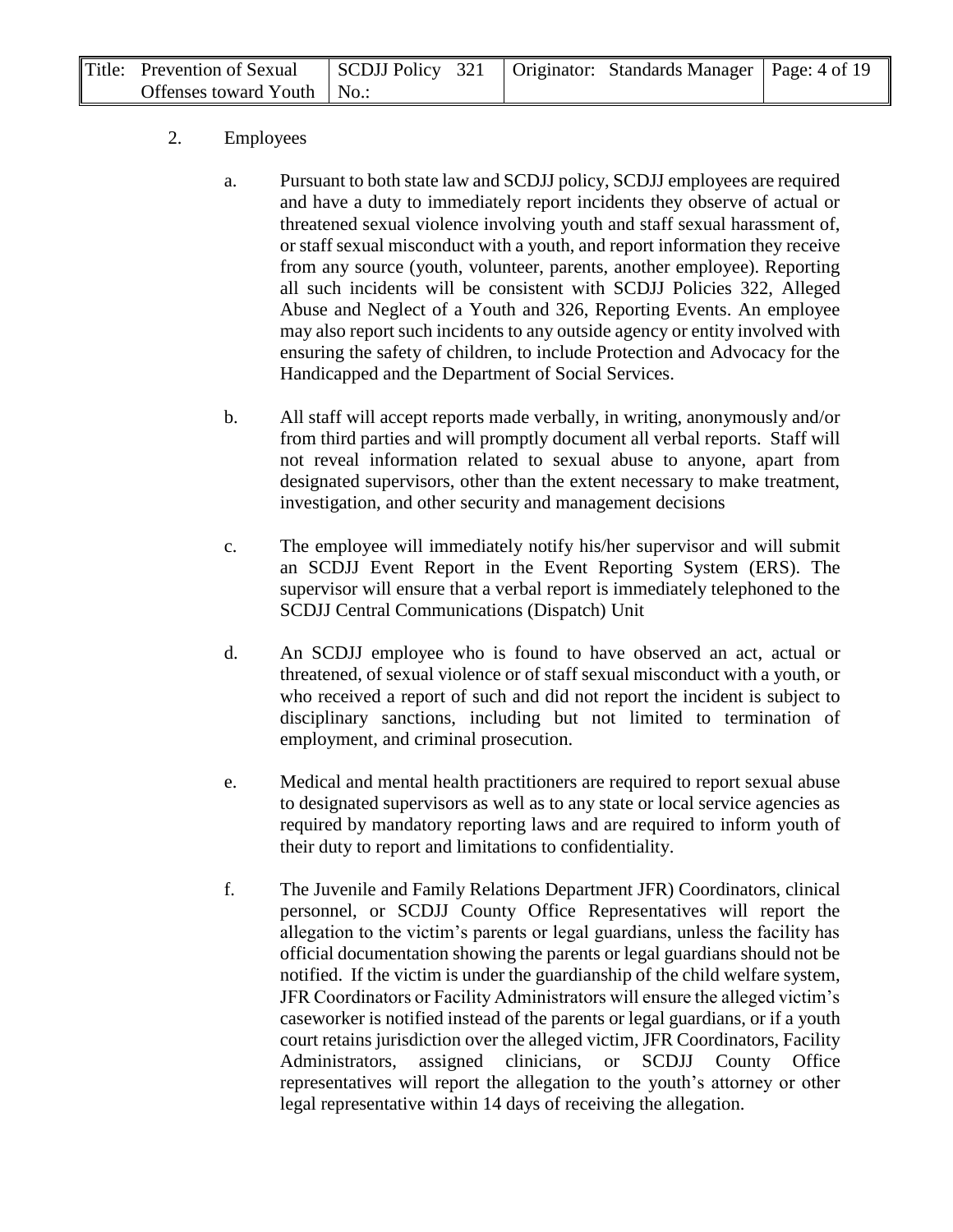2. Employees

   a. Pursuant to both state law and SCDJJ policy, SCDJJ employees are required and have a duty to immediately report incidents they observe of actual or threatened sexual violence involving youth and staff sexual harassment of, or staff sexual misconduct with a youth, and report information they receive from any source (youth, volunteer, parents, another employee). Reporting all such incidents will be consistent with SCDJJ Policies 322, Alleged Abuse and Neglect of a Youth and 326, Reporting Events. An employee may also report such incidents to any outside agency or entity involved with ensuring the safety of children, to include Protection and Advocacy for the Handicapped and the Department of Social Services.

   b. All staff will accept reports made verbally, in writing, anonymously and/or from third parties and will promptly document all verbal reports. Staff will not reveal information related to sexual abuse to anyone, apart from designated supervisors, other than the extent necessary to make treatment, investigation, and other security and management decisions

   c. The employee will immediately notify his/her supervisor and will submit an SCDJJ Event Report in the Event Reporting System (ERS). The supervisor will ensure that a verbal report is immediately telephoned to the SCDJJ Central Communications (Dispatch) Unit

   d. An SCDJJ employee who is found to have observed an act, actual or threatened, of sexual violence or of staff sexual misconduct with a youth, or who received a report of such and did not report the incident is subject to disciplinary sanctions, including but not limited to termination of employment, and criminal prosecution.

   e. Medical and mental health practitioners are required to report sexual abuse to designated supervisors as well as to any state or local service agencies as required by mandatory reporting laws and are required to inform youth of their duty to report and limitations to confidentiality.

   f. The Juvenile and Family Relations Department JFR) Coordinators, clinical personnel, or SCDJJ County Office Representatives will report the allegation to the victim's parents or legal guardians, unless the facility has official documentation showing the parents or legal guardians should not be notified. If the victim is under the guardianship of the child welfare system, JFR Coordinators or Facility Administrators will ensure the alleged victim's caseworker is notified instead of the parents or legal guardians, or if a youth court retains jurisdiction over the alleged victim, JFR Coordinators, Facility Administrators, assigned clinicians, or SCDJJ County Office representatives will report the allegation to the youth's attorney or other legal representative within 14 days of receiving the allegation.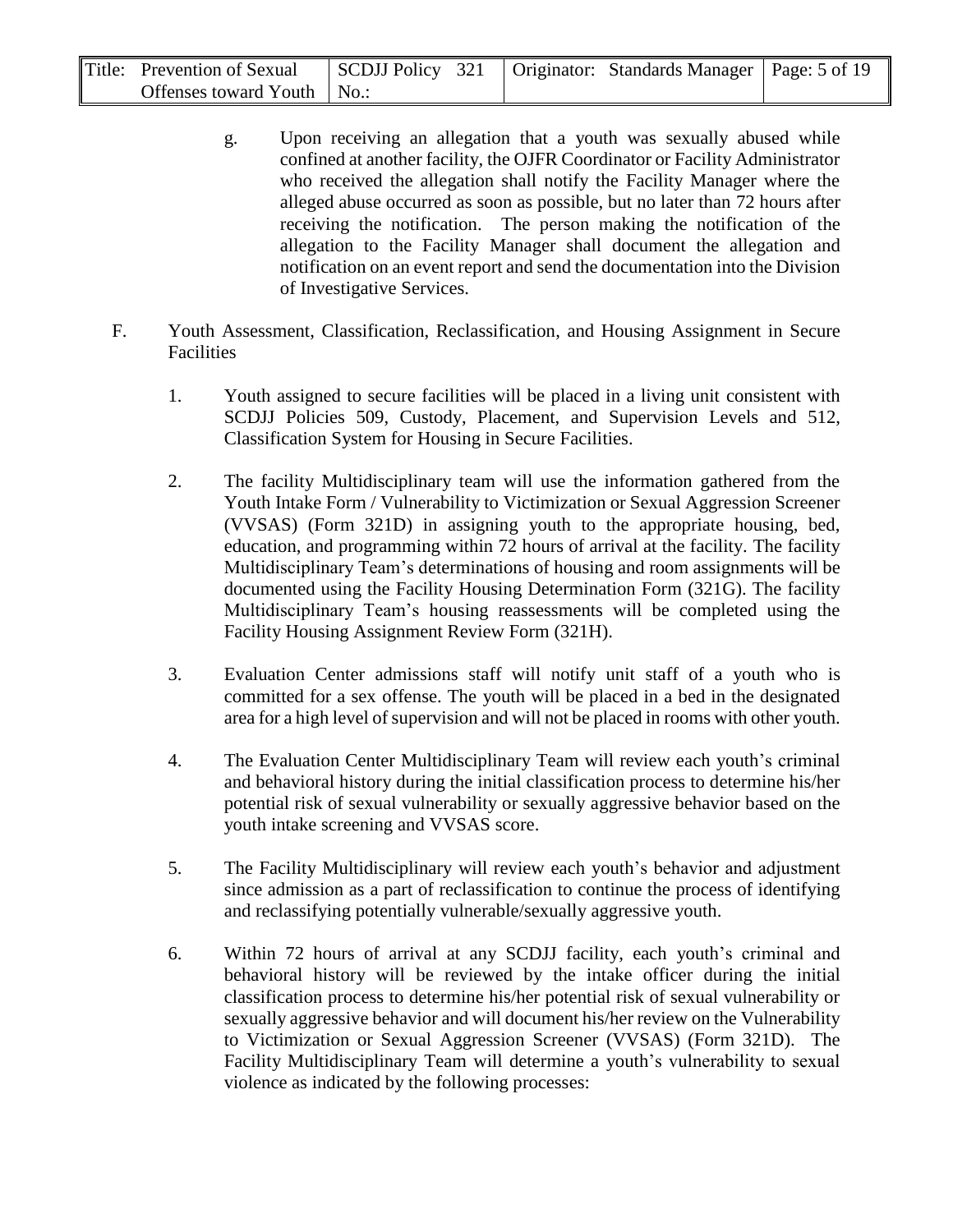g. Upon receiving an allegation that a youth was sexually abused while confined at another facility, the OJFR Coordinator or Facility Administrator who received the allegation shall notify the Facility Manager where the alleged abuse occurred as soon as possible, but no later than 72 hours after receiving the notification. The person making the notification of the allegation to the Facility Manager shall document the allegation and notification on an event report and send the documentation into the Division of Investigative Services.

F. Youth Assessment, Classification, Reclassification, and Housing Assignment in Secure Facilities

1. Youth assigned to secure facilities will be placed in a living unit consistent with SCDJJ Policies 509, Custody, Placement, and Supervision Levels and 512, Classification System for Housing in Secure Facilities.

2. The facility Multidisciplinary team will use the information gathered from the Youth Intake Form / Vulnerability to Victimization or Sexual Aggression Screener (VVSAS) (Form 321D) in assigning youth to the appropriate housing, bed, education, and programming within 72 hours of arrival at the facility. The facility Multidisciplinary Team's determinations of housing and room assignments will be documented using the Facility Housing Determination Form (321G). The facility Multidisciplinary Team's housing reassessments will be completed using the Facility Housing Assignment Review Form (321H).

3. Evaluation Center admissions staff will notify unit staff of a youth who is committed for a sex offense. The youth will be placed in a bed in the designated area for a high level of supervision and will not be placed in rooms with other youth.

4. The Evaluation Center Multidisciplinary Team will review each youth's criminal and behavioral history during the initial classification process to determine his/her potential risk of sexual vulnerability or sexually aggressive behavior based on the youth intake screening and VVSAS score.

5. The Facility Multidisciplinary will review each youth's behavior and adjustment since admission as a part of reclassification to continue the process of identifying and reclassifying potentially vulnerable/sexually aggressive youth.

6. Within 72 hours of arrival at any SCDJJ facility, each youth's criminal and behavioral history will be reviewed by the intake officer during the initial classification process to determine his/her potential risk of sexual vulnerability or sexually aggressive behavior and will document his/her review on the Vulnerability to Victimization or Sexual Aggression Screener (VVSAS) (Form 321D). The Facility Multidisciplinary Team will determine a youth's vulnerability to sexual violence as indicated by the following processes: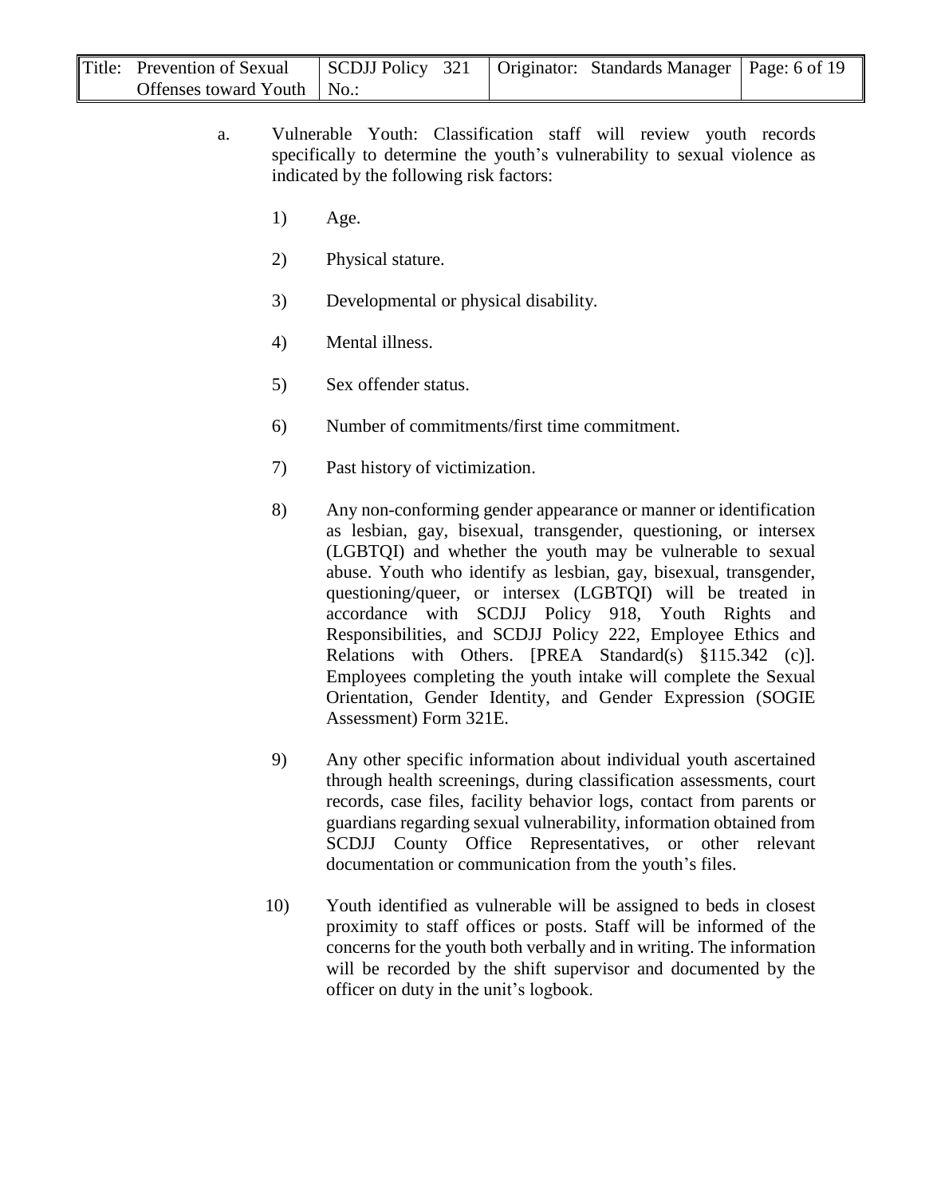a. Vulnerable Youth: Classification staff will review youth records specifically to determine the youth's vulnerability to sexual violence as indicated by the following risk factors:

   1) Age.

   2) Physical stature.

   3) Developmental or physical disability.

   4) Mental illness.

   5) Sex offender status.

   6) Number of commitments/first time commitment.

   7) Past history of victimization.

   8) Any non-conforming gender appearance or manner or identification as lesbian, gay, bisexual, transgender, questioning, or intersex (LGBTQI) and whether the youth may be vulnerable to sexual abuse. Youth who identify as lesbian, gay, bisexual, transgender, questioning/queer, or intersex (LGBTQI) will be treated in accordance with SCDJJ Policy 918, Youth Rights and Responsibilities, and SCDJJ Policy 222, Employee Ethics and Relations with Others. [PREA Standard(s) §115.342 (c)]. Employees completing the youth intake will complete the Sexual Orientation, Gender Identity, and Gender Expression (SOGIE Assessment) Form 321E.

   9) Any other specific information about individual youth ascertained through health screenings, during classification assessments, court records, case files, facility behavior logs, contact from parents or guardians regarding sexual vulnerability, information obtained from SCDJJ County Office Representatives, or other relevant documentation or communication from the youth's files.

   10) Youth identified as vulnerable will be assigned to beds in closest proximity to staff offices or posts. Staff will be informed of the concerns for the youth both verbally and in writing. The information will be recorded by the shift supervisor and documented by the officer on duty in the unit's logbook.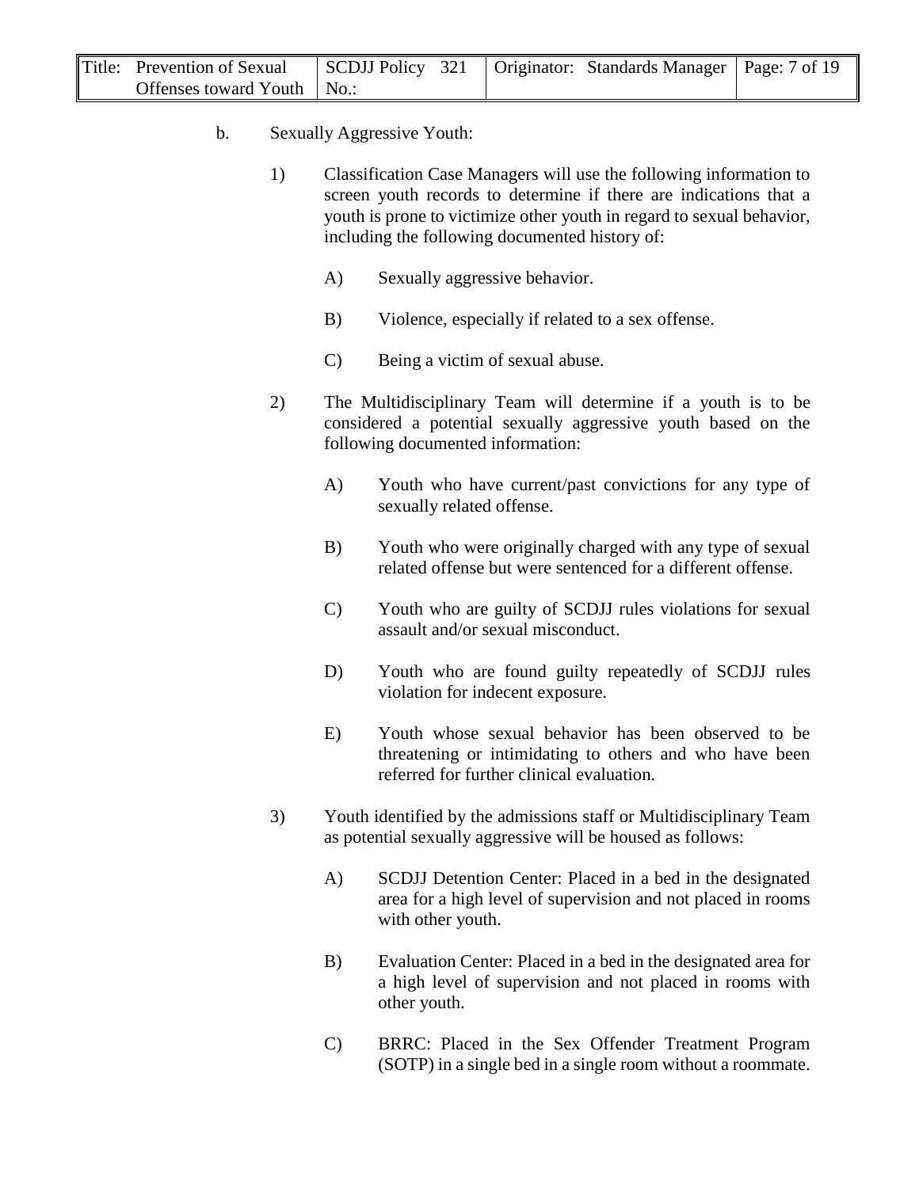b. Sexually Aggressive Youth:

1) Classification Case Managers will use the following information to screen youth records to determine if there are indications that a youth is prone to victimize other youth in regard to sexual behavior, including the following documented history of:

   A) Sexually aggressive behavior.

   B) Violence, especially if related to a sex offense.

   C) Being a victim of sexual abuse.

2) The Multidisciplinary Team will determine if a youth is to be considered a potential sexually aggressive youth based on the following documented information:

   A) Youth who have current/past convictions for any type of sexually related offense.

   B) Youth who were originally charged with any type of sexual related offense but were sentenced for a different offense.

   C) Youth who are guilty of SCDJJ rules violations for sexual assault and/or sexual misconduct.

   D) Youth who are found guilty repeatedly of SCDJJ rules violation for indecent exposure.

   E) Youth whose sexual behavior has been observed to be threatening or intimidating to others and who have been referred for further clinical evaluation.

3) Youth identified by the admissions staff or Multidisciplinary Team as potential sexually aggressive will be housed as follows:

   A) SCDJJ Detention Center: Placed in a bed in the designated area for a high level of supervision and not placed in rooms with other youth.

   B) Evaluation Center: Placed in a bed in the designated area for a high level of supervision and not placed in rooms with other youth.

   C) BRRC: Placed in the Sex Offender Treatment Program (SOTP) in a single bed in a single room without a roommate.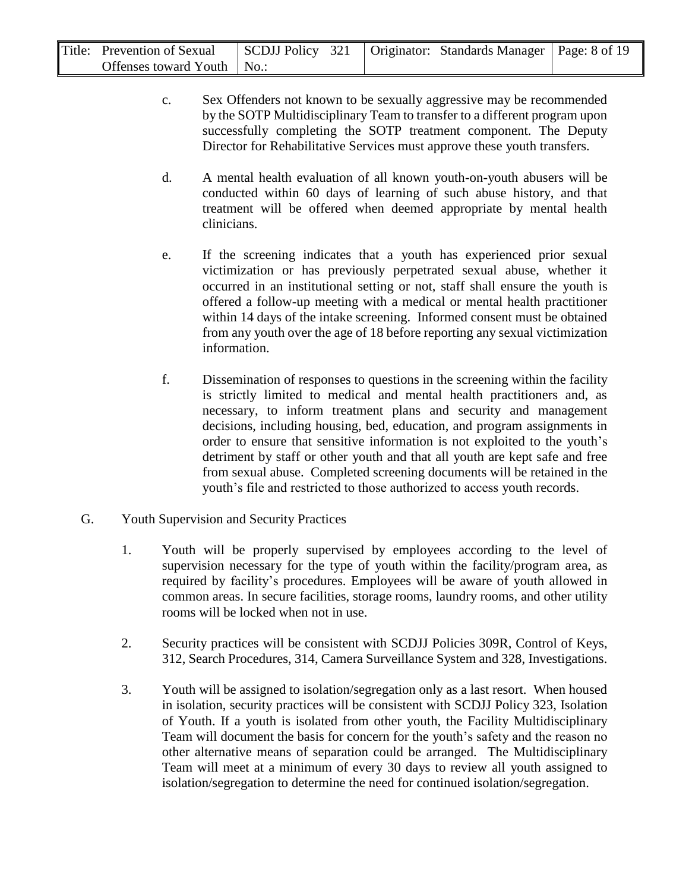c. Sex Offenders not known to be sexually aggressive may be recommended by the SOTP Multidisciplinary Team to transfer to a different program upon successfully completing the SOTP treatment component. The Deputy Director for Rehabilitative Services must approve these youth transfers.

d. A mental health evaluation of all known youth-on-youth abusers will be conducted within 60 days of learning of such abuse history, and that treatment will be offered when deemed appropriate by mental health clinicians.

e. If the screening indicates that a youth has experienced prior sexual victimization or has previously perpetrated sexual abuse, whether it occurred in an institutional setting or not, staff shall ensure the youth is offered a follow-up meeting with a medical or mental health practitioner within 14 days of the intake screening. Informed consent must be obtained from any youth over the age of 18 before reporting any sexual victimization information.

f. Dissemination of responses to questions in the screening within the facility is strictly limited to medical and mental health practitioners and, as necessary, to inform treatment plans and security and management decisions, including housing, bed, education, and program assignments in order to ensure that sensitive information is not exploited to the youth's detriment by staff or other youth and that all youth are kept safe and free from sexual abuse. Completed screening documents will be retained in the youth's file and restricted to those authorized to access youth records.

G. Youth Supervision and Security Practices

1. Youth will be properly supervised by employees according to the level of supervision necessary for the type of youth within the facility/program area, as required by facility's procedures. Employees will be aware of youth allowed in common areas. In secure facilities, storage rooms, laundry rooms, and other utility rooms will be locked when not in use.

2. Security practices will be consistent with SCDJJ Policies 309R, Control of Keys, 312, Search Procedures, 314, Camera Surveillance System and 328, Investigations.

3. Youth will be assigned to isolation/segregation only as a last resort. When housed in isolation, security practices will be consistent with SCDJJ Policy 323, Isolation of Youth. If a youth is isolated from other youth, the Facility Multidisciplinary Team will document the basis for concern for the youth's safety and the reason no other alternative means of separation could be arranged. The Multidisciplinary Team will meet at a minimum of every 30 days to review all youth assigned to isolation/segregation to determine the need for continued isolation/segregation.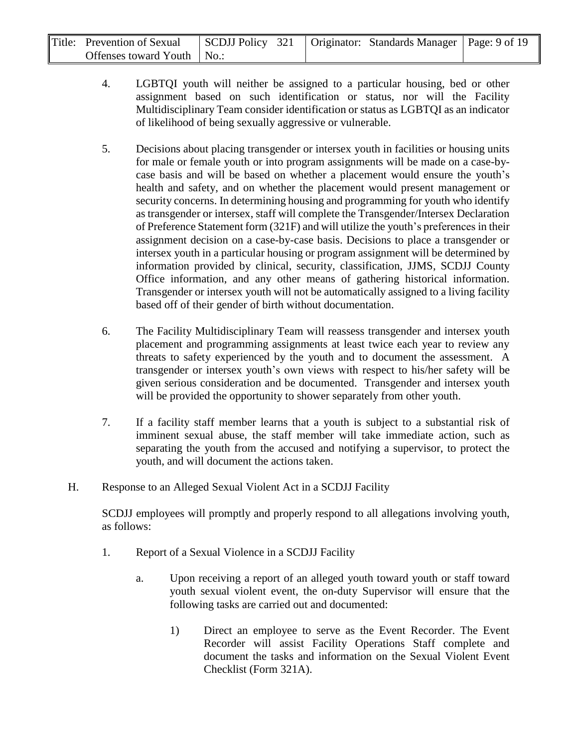4. LGBTQI youth will neither be assigned to a particular housing, bed or other assignment based on such identification or status, nor will the Facility Multidisciplinary Team consider identification or status as LGBTQI as an indicator of likelihood of being sexually aggressive or vulnerable.

5. Decisions about placing transgender or intersex youth in facilities or housing units for male or female youth or into program assignments will be made on a case-by-case basis and will be based on whether a placement would ensure the youth's health and safety, and on whether the placement would present management or security concerns. In determining housing and programming for youth who identify as transgender or intersex, staff will complete the Transgender/Intersex Declaration of Preference Statement form (321F) and will utilize the youth's preferences in their assignment decision on a case-by-case basis. Decisions to place a transgender or intersex youth in a particular housing or program assignment will be determined by information provided by clinical, security, classification, JJMS, SCDJJ County Office information, and any other means of gathering historical information. Transgender or intersex youth will not be automatically assigned to a living facility based off of their gender of birth without documentation.

6. The Facility Multidisciplinary Team will reassess transgender and intersex youth placement and programming assignments at least twice each year to review any threats to safety experienced by the youth and to document the assessment. A transgender or intersex youth's own views with respect to his/her safety will be given serious consideration and be documented. Transgender and intersex youth will be provided the opportunity to shower separately from other youth.

7. If a facility staff member learns that a youth is subject to a substantial risk of imminent sexual abuse, the staff member will take immediate action, such as separating the youth from the accused and notifying a supervisor, to protect the youth, and will document the actions taken.

H. Response to an Alleged Sexual Violent Act in a SCDJJ Facility

SCDJJ employees will promptly and properly respond to all allegations involving youth, as follows:

1. Report of a Sexual Violence in a SCDJJ Facility

   a. Upon receiving a report of an alleged youth toward youth or staff toward youth sexual violent event, the on-duty Supervisor will ensure that the following tasks are carried out and documented:

      1) Direct an employee to serve as the Event Recorder. The Event Recorder will assist Facility Operations Staff complete and document the tasks and information on the Sexual Violent Event Checklist (Form 321A).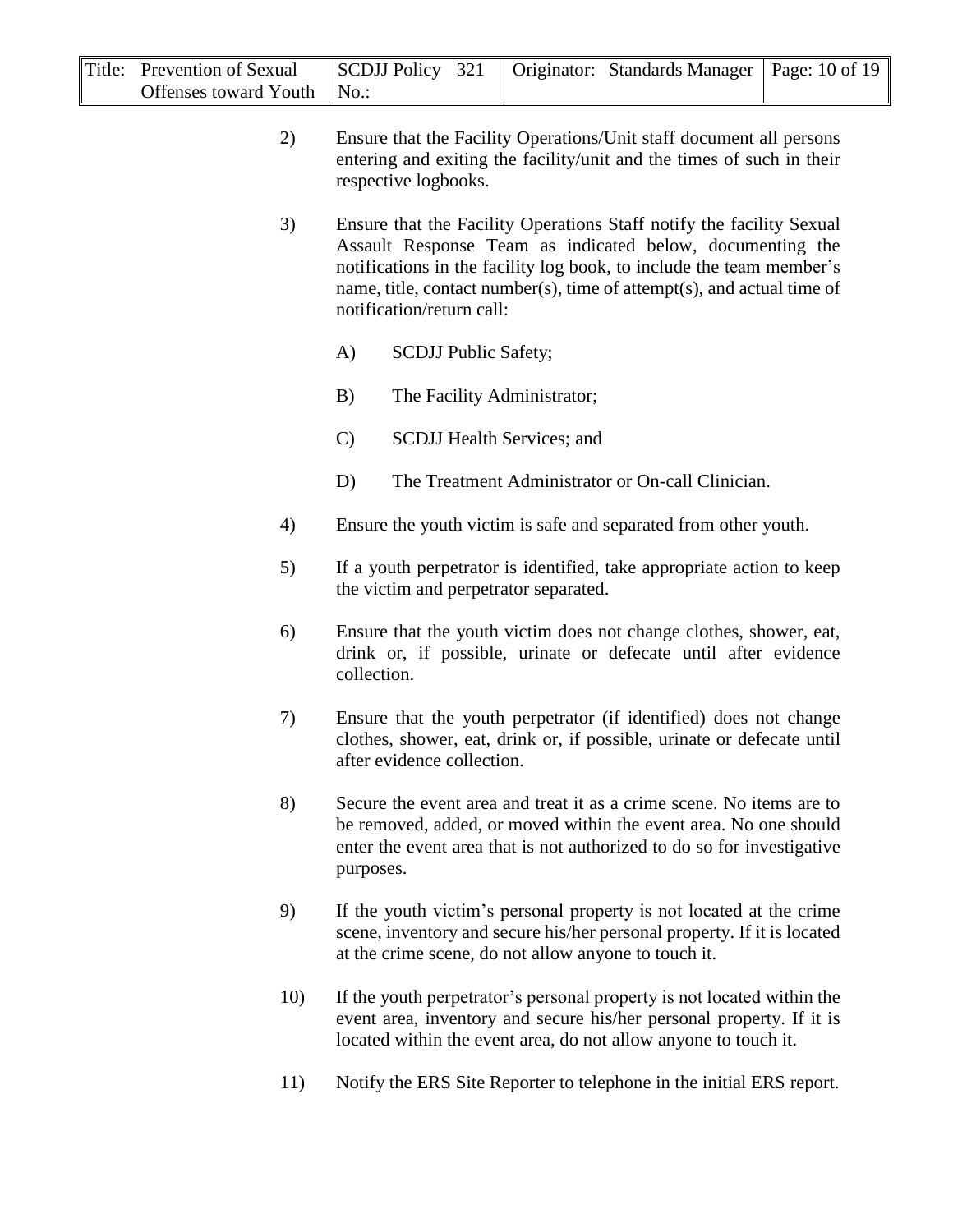2) Ensure that the Facility Operations/Unit staff document all persons entering and exiting the facility/unit and the times of such in their respective logbooks.

3) Ensure that the Facility Operations Staff notify the facility Sexual Assault Response Team as indicated below, documenting the notifications in the facility log book, to include the team member's name, title, contact number(s), time of attempt(s), and actual time of notification/return call:

   A) SCDJJ Public Safety;

   B) The Facility Administrator;

   C) SCDJJ Health Services; and

   D) The Treatment Administrator or On-call Clinician.

4) Ensure the youth victim is safe and separated from other youth.

5) If a youth perpetrator is identified, take appropriate action to keep the victim and perpetrator separated.

6) Ensure that the youth victim does not change clothes, shower, eat, drink or, if possible, urinate or defecate until after evidence collection.

7) Ensure that the youth perpetrator (if identified) does not change clothes, shower, eat, drink or, if possible, urinate or defecate until after evidence collection.

8) Secure the event area and treat it as a crime scene. No items are to be removed, added, or moved within the event area. No one should enter the event area that is not authorized to do so for investigative purposes.

9) If the youth victim's personal property is not located at the crime scene, inventory and secure his/her personal property. If it is located at the crime scene, do not allow anyone to touch it.

10) If the youth perpetrator's personal property is not located within the event area, inventory and secure his/her personal property. If it is located within the event area, do not allow anyone to touch it.

11) Notify the ERS Site Reporter to telephone in the initial ERS report.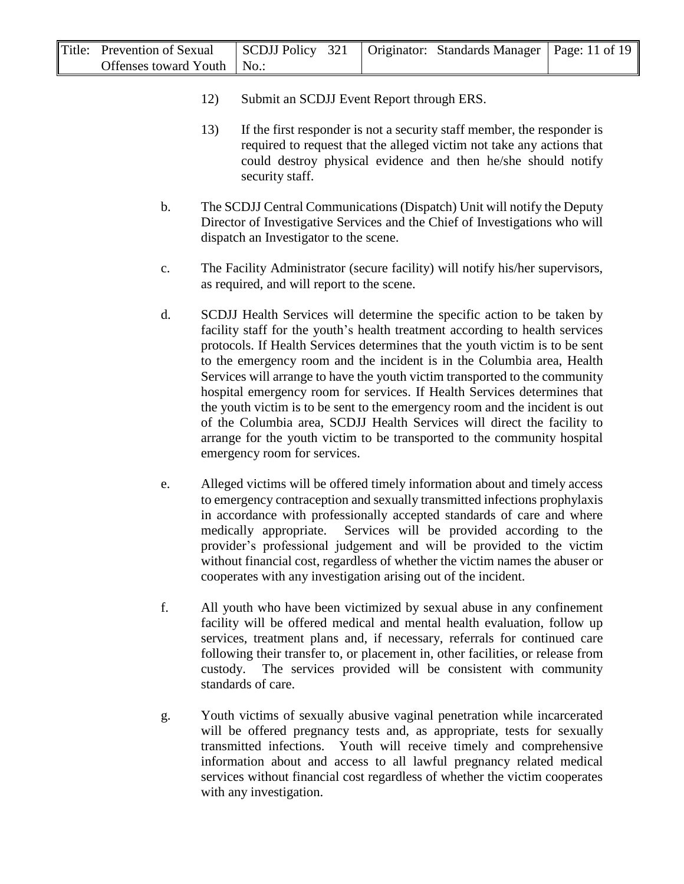12) Submit an SCDJJ Event Report through ERS.

13) If the first responder is not a security staff member, the responder is required to request that the alleged victim not take any actions that could destroy physical evidence and then he/she should notify security staff.

b. The SCDJJ Central Communications (Dispatch) Unit will notify the Deputy Director of Investigative Services and the Chief of Investigations who will dispatch an Investigator to the scene.

c. The Facility Administrator (secure facility) will notify his/her supervisors, as required, and will report to the scene.

d. SCDJJ Health Services will determine the specific action to be taken by facility staff for the youth's health treatment according to health services protocols. If Health Services determines that the youth victim is to be sent to the emergency room and the incident is in the Columbia area, Health Services will arrange to have the youth victim transported to the community hospital emergency room for services. If Health Services determines that the youth victim is to be sent to the emergency room and the incident is out of the Columbia area, SCDJJ Health Services will direct the facility to arrange for the youth victim to be transported to the community hospital emergency room for services.

e. Alleged victims will be offered timely information about and timely access to emergency contraception and sexually transmitted infections prophylaxis in accordance with professionally accepted standards of care and where medically appropriate. Services will be provided according to the provider's professional judgement and will be provided to the victim without financial cost, regardless of whether the victim names the abuser or cooperates with any investigation arising out of the incident.

f. All youth who have been victimized by sexual abuse in any confinement facility will be offered medical and mental health evaluation, follow up services, treatment plans and, if necessary, referrals for continued care following their transfer to, or placement in, other facilities, or release from custody. The services provided will be consistent with community standards of care.

g. Youth victims of sexually abusive vaginal penetration while incarcerated will be offered pregnancy tests and, as appropriate, tests for sexually transmitted infections. Youth will receive timely and comprehensive information about and access to all lawful pregnancy related medical services without financial cost regardless of whether the victim cooperates with any investigation.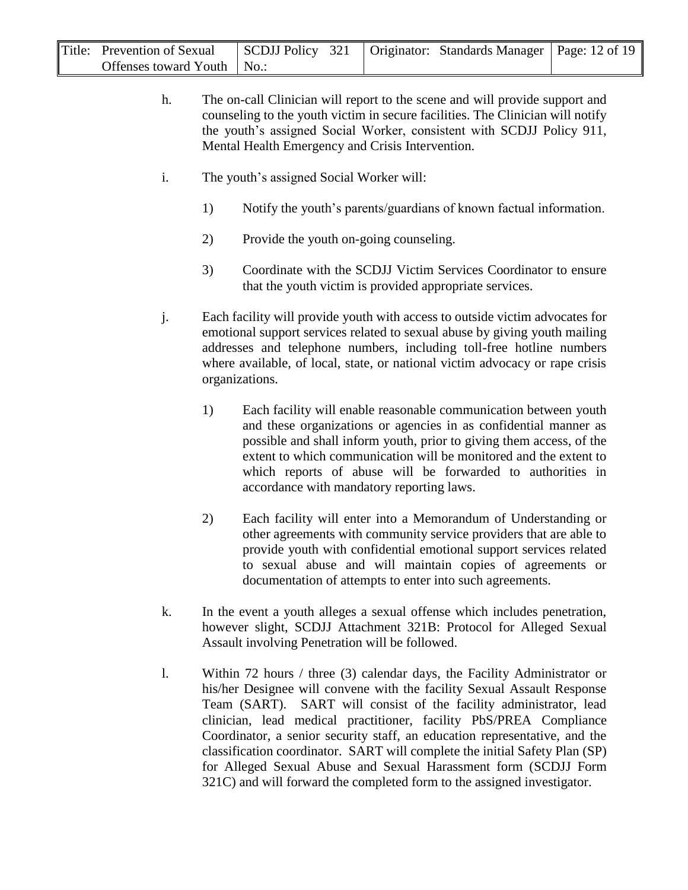h. The on-call Clinician will report to the scene and will provide support and counseling to the youth victim in secure facilities. The Clinician will notify the youth's assigned Social Worker, consistent with SCDJJ Policy 911, Mental Health Emergency and Crisis Intervention.

i. The youth's assigned Social Worker will:

   1) Notify the youth's parents/guardians of known factual information.

   2) Provide the youth on-going counseling.

   3) Coordinate with the SCDJJ Victim Services Coordinator to ensure that the youth victim is provided appropriate services.

j. Each facility will provide youth with access to outside victim advocates for emotional support services related to sexual abuse by giving youth mailing addresses and telephone numbers, including toll-free hotline numbers where available, of local, state, or national victim advocacy or rape crisis organizations.

   1) Each facility will enable reasonable communication between youth and these organizations or agencies in as confidential manner as possible and shall inform youth, prior to giving them access, of the extent to which communication will be monitored and the extent to which reports of abuse will be forwarded to authorities in accordance with mandatory reporting laws.

   2) Each facility will enter into a Memorandum of Understanding or other agreements with community service providers that are able to provide youth with confidential emotional support services related to sexual abuse and will maintain copies of agreements or documentation of attempts to enter into such agreements.

k. In the event a youth alleges a sexual offense which includes penetration, however slight, SCDJJ Attachment 321B: Protocol for Alleged Sexual Assault involving Penetration will be followed.

l. Within 72 hours / three (3) calendar days, the Facility Administrator or his/her Designee will convene with the facility Sexual Assault Response Team (SART). SART will consist of the facility administrator, lead clinician, lead medical practitioner, facility PbS/PREA Compliance Coordinator, a senior security staff, an education representative, and the classification coordinator. SART will complete the initial Safety Plan (SP) for Alleged Sexual Abuse and Sexual Harassment form (SCDJJ Form 321C) and will forward the completed form to the assigned investigator.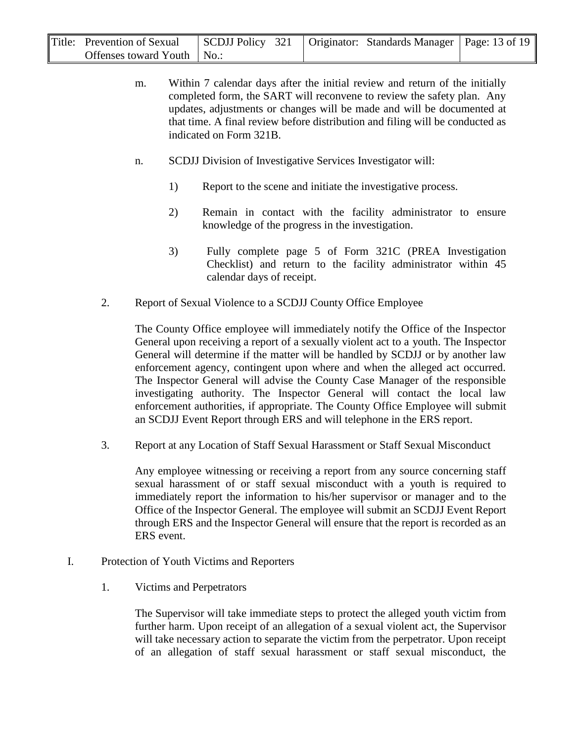m. Within 7 calendar days after the initial review and return of the initially completed form, the SART will reconvene to review the safety plan. Any updates, adjustments or changes will be made and will be documented at that time. A final review before distribution and filing will be conducted as indicated on Form 321B.

n. SCDJJ Division of Investigative Services Investigator will:

1) Report to the scene and initiate the investigative process.

2) Remain in contact with the facility administrator to ensure knowledge of the progress in the investigation.

3) Fully complete page 5 of Form 321C (PREA Investigation Checklist) and return to the facility administrator within 45 calendar days of receipt.

2. Report of Sexual Violence to a SCDJJ County Office Employee

The County Office employee will immediately notify the Office of the Inspector General upon receiving a report of a sexually violent act to a youth. The Inspector General will determine if the matter will be handled by SCDJJ or by another law enforcement agency, contingent upon where and when the alleged act occurred. The Inspector General will advise the County Case Manager of the responsible investigating authority. The Inspector General will contact the local law enforcement authorities, if appropriate. The County Office Employee will submit an SCDJJ Event Report through ERS and will telephone in the ERS report.

3. Report at any Location of Staff Sexual Harassment or Staff Sexual Misconduct

Any employee witnessing or receiving a report from any source concerning staff sexual harassment of or staff sexual misconduct with a youth is required to immediately report the information to his/her supervisor or manager and to the Office of the Inspector General. The employee will submit an SCDJJ Event Report through ERS and the Inspector General will ensure that the report is recorded as an ERS event.

I. Protection of Youth Victims and Reporters

1. Victims and Perpetrators

The Supervisor will take immediate steps to protect the alleged youth victim from further harm. Upon receipt of an allegation of a sexual violent act, the Supervisor will take necessary action to separate the victim from the perpetrator. Upon receipt of an allegation of staff sexual harassment or staff sexual misconduct, the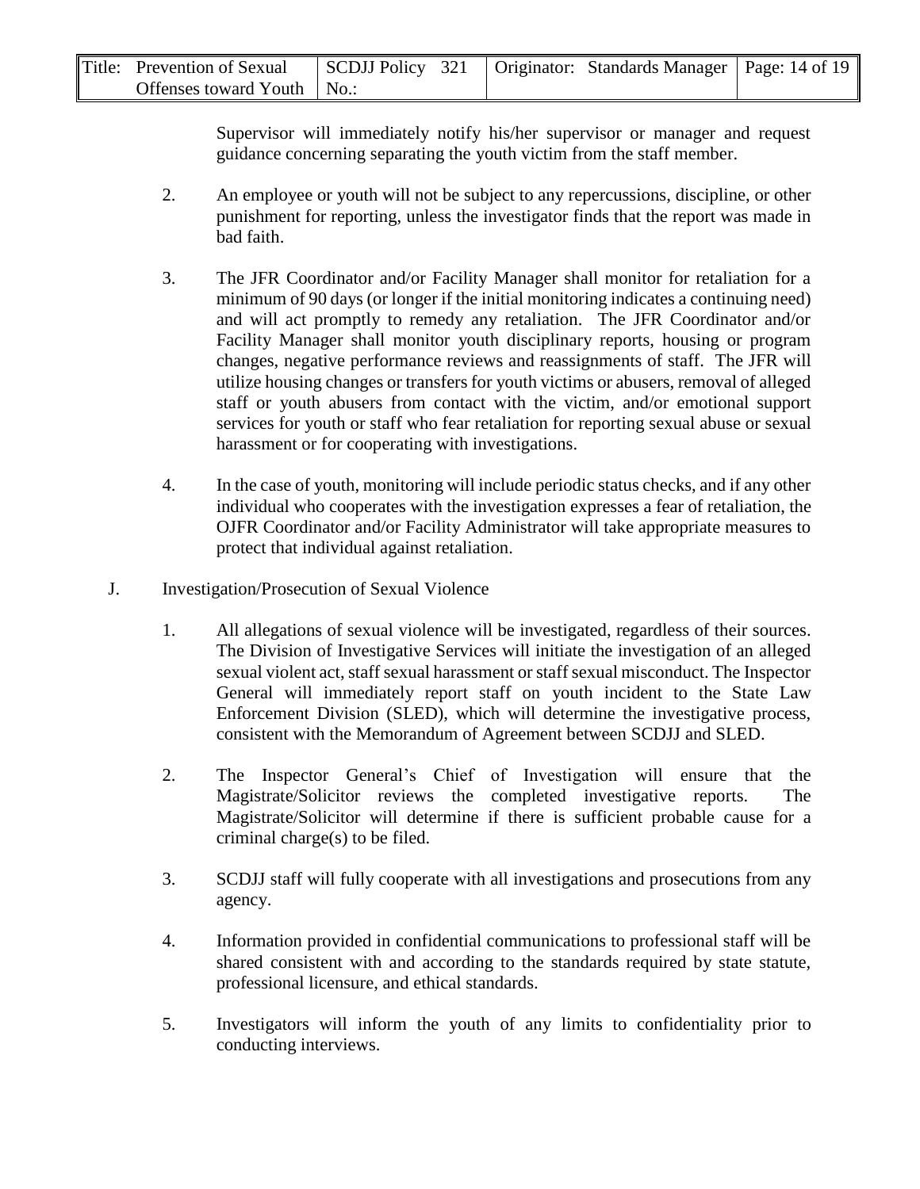Supervisor will immediately notify his/her supervisor or manager and request guidance concerning separating the youth victim from the staff member.

2. An employee or youth will not be subject to any repercussions, discipline, or other punishment for reporting, unless the investigator finds that the report was made in bad faith.

3. The JFR Coordinator and/or Facility Manager shall monitor for retaliation for a minimum of 90 days (or longer if the initial monitoring indicates a continuing need) and will act promptly to remedy any retaliation. The JFR Coordinator and/or Facility Manager shall monitor youth disciplinary reports, housing or program changes, negative performance reviews and reassignments of staff. The JFR will utilize housing changes or transfers for youth victims or abusers, removal of alleged staff or youth abusers from contact with the victim, and/or emotional support services for youth or staff who fear retaliation for reporting sexual abuse or sexual harassment or for cooperating with investigations.

4. In the case of youth, monitoring will include periodic status checks, and if any other individual who cooperates with the investigation expresses a fear of retaliation, the OJFR Coordinator and/or Facility Administrator will take appropriate measures to protect that individual against retaliation.

J. Investigation/Prosecution of Sexual Violence

1. All allegations of sexual violence will be investigated, regardless of their sources. The Division of Investigative Services will initiate the investigation of an alleged sexual violent act, staff sexual harassment or staff sexual misconduct. The Inspector General will immediately report staff on youth incident to the State Law Enforcement Division (SLED), which will determine the investigative process, consistent with the Memorandum of Agreement between SCDJJ and SLED.

2. The Inspector General's Chief of Investigation will ensure that the Magistrate/Solicitor reviews the completed investigative reports. The Magistrate/Solicitor will determine if there is sufficient probable cause for a criminal charge(s) to be filed.

3. SCDJJ staff will fully cooperate with all investigations and prosecutions from any agency.

4. Information provided in confidential communications to professional staff will be shared consistent with and according to the standards required by state statute, professional licensure, and ethical standards.

5. Investigators will inform the youth of any limits to confidentiality prior to conducting interviews.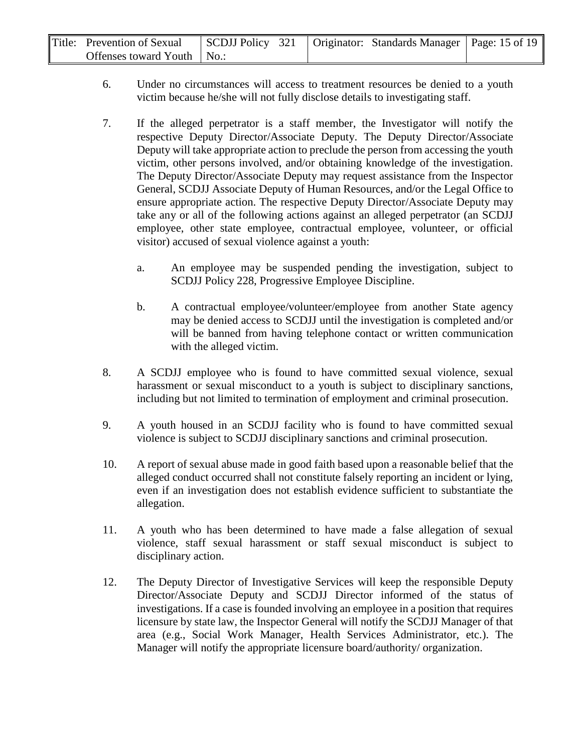6. Under no circumstances will access to treatment resources be denied to a youth victim because he/she will not fully disclose details to investigating staff.

7. If the alleged perpetrator is a staff member, the Investigator will notify the respective Deputy Director/Associate Deputy. The Deputy Director/Associate Deputy will take appropriate action to preclude the person from accessing the youth victim, other persons involved, and/or obtaining knowledge of the investigation. The Deputy Director/Associate Deputy may request assistance from the Inspector General, SCDJJ Associate Deputy of Human Resources, and/or the Legal Office to ensure appropriate action. The respective Deputy Director/Associate Deputy may take any or all of the following actions against an alleged perpetrator (an SCDJJ employee, other state employee, contractual employee, volunteer, or official visitor) accused of sexual violence against a youth:

   a. An employee may be suspended pending the investigation, subject to SCDJJ Policy 228, Progressive Employee Discipline.

   b. A contractual employee/volunteer/employee from another State agency may be denied access to SCDJJ until the investigation is completed and/or will be banned from having telephone contact or written communication with the alleged victim.

8. A SCDJJ employee who is found to have committed sexual violence, sexual harassment or sexual misconduct to a youth is subject to disciplinary sanctions, including but not limited to termination of employment and criminal prosecution.

9. A youth housed in an SCDJJ facility who is found to have committed sexual violence is subject to SCDJJ disciplinary sanctions and criminal prosecution.

10. A report of sexual abuse made in good faith based upon a reasonable belief that the alleged conduct occurred shall not constitute falsely reporting an incident or lying, even if an investigation does not establish evidence sufficient to substantiate the allegation.

11. A youth who has been determined to have made a false allegation of sexual violence, staff sexual harassment or staff sexual misconduct is subject to disciplinary action.

12. The Deputy Director of Investigative Services will keep the responsible Deputy Director/Associate Deputy and SCDJJ Director informed of the status of investigations. If a case is founded involving an employee in a position that requires licensure by state law, the Inspector General will notify the SCDJJ Manager of that area (e.g., Social Work Manager, Health Services Administrator, etc.). The Manager will notify the appropriate licensure board/authority/ organization.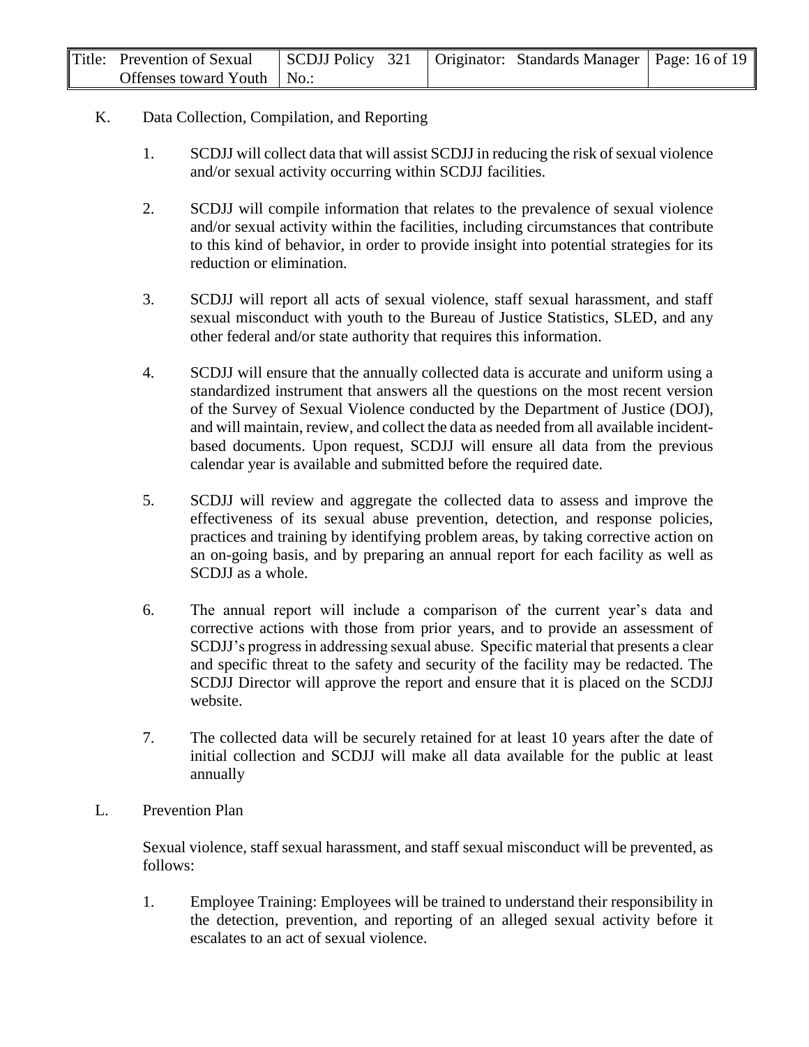K. Data Collection, Compilation, and Reporting

1. SCDJJ will collect data that will assist SCDJJ in reducing the risk of sexual violence and/or sexual activity occurring within SCDJJ facilities.

2. SCDJJ will compile information that relates to the prevalence of sexual violence and/or sexual activity within the facilities, including circumstances that contribute to this kind of behavior, in order to provide insight into potential strategies for its reduction or elimination.

3. SCDJJ will report all acts of sexual violence, staff sexual harassment, and staff sexual misconduct with youth to the Bureau of Justice Statistics, SLED, and any other federal and/or state authority that requires this information.

4. SCDJJ will ensure that the annually collected data is accurate and uniform using a standardized instrument that answers all the questions on the most recent version of the Survey of Sexual Violence conducted by the Department of Justice (DOJ), and will maintain, review, and collect the data as needed from all available incident-based documents. Upon request, SCDJJ will ensure all data from the previous calendar year is available and submitted before the required date.

5. SCDJJ will review and aggregate the collected data to assess and improve the effectiveness of its sexual abuse prevention, detection, and response policies, practices and training by identifying problem areas, by taking corrective action on an on-going basis, and by preparing an annual report for each facility as well as SCDJJ as a whole.

6. The annual report will include a comparison of the current year's data and corrective actions with those from prior years, and to provide an assessment of SCDJJ's progress in addressing sexual abuse. Specific material that presents a clear and specific threat to the safety and security of the facility may be redacted. The SCDJJ Director will approve the report and ensure that it is placed on the SCDJJ website.

7. The collected data will be securely retained for at least 10 years after the date of initial collection and SCDJJ will make all data available for the public at least annually

L. Prevention Plan

Sexual violence, staff sexual harassment, and staff sexual misconduct will be prevented, as follows:

1. Employee Training: Employees will be trained to understand their responsibility in the detection, prevention, and reporting of an alleged sexual activity before it escalates to an act of sexual violence.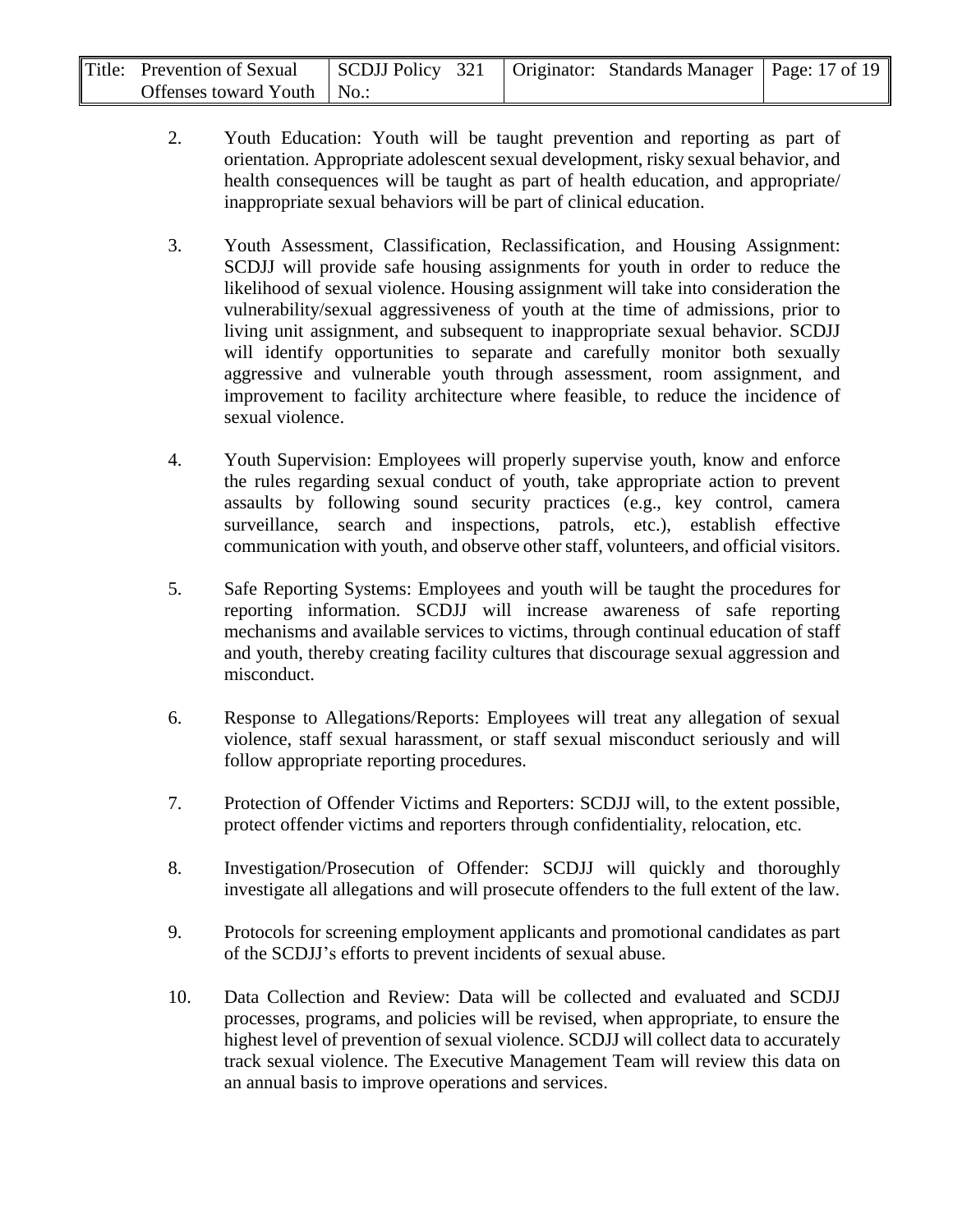2. Youth Education: Youth will be taught prevention and reporting as part of orientation. Appropriate adolescent sexual development, risky sexual behavior, and health consequences will be taught as part of health education, and appropriate/ inappropriate sexual behaviors will be part of clinical education.

3. Youth Assessment, Classification, Reclassification, and Housing Assignment: SCDJJ will provide safe housing assignments for youth in order to reduce the likelihood of sexual violence. Housing assignment will take into consideration the vulnerability/sexual aggressiveness of youth at the time of admissions, prior to living unit assignment, and subsequent to inappropriate sexual behavior. SCDJJ will identify opportunities to separate and carefully monitor both sexually aggressive and vulnerable youth through assessment, room assignment, and improvement to facility architecture where feasible, to reduce the incidence of sexual violence.

4. Youth Supervision: Employees will properly supervise youth, know and enforce the rules regarding sexual conduct of youth, take appropriate action to prevent assaults by following sound security practices (e.g., key control, camera surveillance, search and inspections, patrols, etc.), establish effective communication with youth, and observe other staff, volunteers, and official visitors.

5. Safe Reporting Systems: Employees and youth will be taught the procedures for reporting information. SCDJJ will increase awareness of safe reporting mechanisms and available services to victims, through continual education of staff and youth, thereby creating facility cultures that discourage sexual aggression and misconduct.

6. Response to Allegations/Reports: Employees will treat any allegation of sexual violence, staff sexual harassment, or staff sexual misconduct seriously and will follow appropriate reporting procedures.

7. Protection of Offender Victims and Reporters: SCDJJ will, to the extent possible, protect offender victims and reporters through confidentiality, relocation, etc.

8. Investigation/Prosecution of Offender: SCDJJ will quickly and thoroughly investigate all allegations and will prosecute offenders to the full extent of the law.

9. Protocols for screening employment applicants and promotional candidates as part of the SCDJJ's efforts to prevent incidents of sexual abuse.

10. Data Collection and Review: Data will be collected and evaluated and SCDJJ processes, programs, and policies will be revised, when appropriate, to ensure the highest level of prevention of sexual violence. SCDJJ will collect data to accurately track sexual violence. The Executive Management Team will review this data on an annual basis to improve operations and services.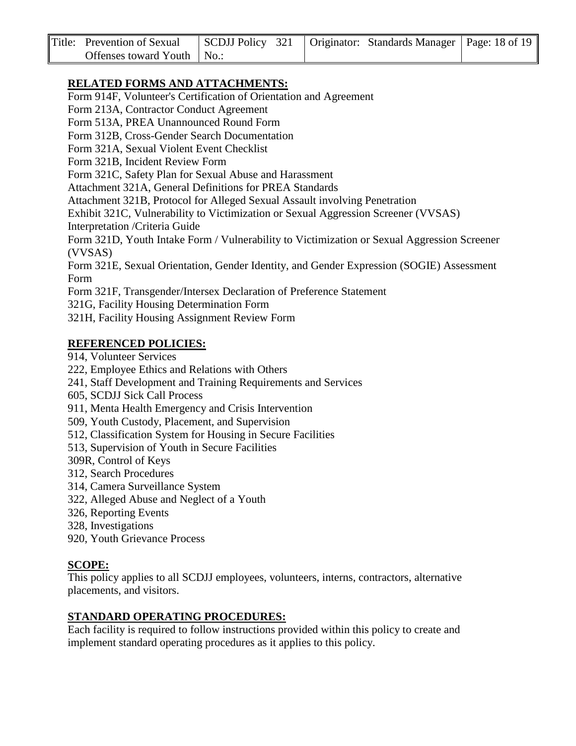## RELATED FORMS AND ATTACHMENTS:

Form 914F, Volunteer's Certification of Orientation and Agreement
Form 213A, Contractor Conduct Agreement
Form 513A, PREA Unannounced Round Form
Form 312B, Cross-Gender Search Documentation
Form 321A, Sexual Violent Event Checklist
Form 321B, Incident Review Form
Form 321C, Safety Plan for Sexual Abuse and Harassment
Attachment 321A, General Definitions for PREA Standards
Attachment 321B, Protocol for Alleged Sexual Assault involving Penetration
Exhibit 321C, Vulnerability to Victimization or Sexual Aggression Screener (VVSAS) Interpretation /Criteria Guide
Form 321D, Youth Intake Form / Vulnerability to Victimization or Sexual Aggression Screener (VVSAS)
Form 321E, Sexual Orientation, Gender Identity, and Gender Expression (SOGIE) Assessment Form
Form 321F, Transgender/Intersex Declaration of Preference Statement
321G, Facility Housing Determination Form
321H, Facility Housing Assignment Review Form

## REFERENCED POLICIES:

914, Volunteer Services
222, Employee Ethics and Relations with Others
241, Staff Development and Training Requirements and Services
605, SCDJJ Sick Call Process
911, Menta Health Emergency and Crisis Intervention
509, Youth Custody, Placement, and Supervision
512, Classification System for Housing in Secure Facilities
513, Supervision of Youth in Secure Facilities
309R, Control of Keys
312, Search Procedures
314, Camera Surveillance System
322, Alleged Abuse and Neglect of a Youth
326, Reporting Events
328, Investigations
920, Youth Grievance Process

## SCOPE:

This policy applies to all SCDJJ employees, volunteers, interns, contractors, alternative placements, and visitors.

## STANDARD OPERATING PROCEDURES:

Each facility is required to follow instructions provided within this policy to create and implement standard operating procedures as it applies to this policy.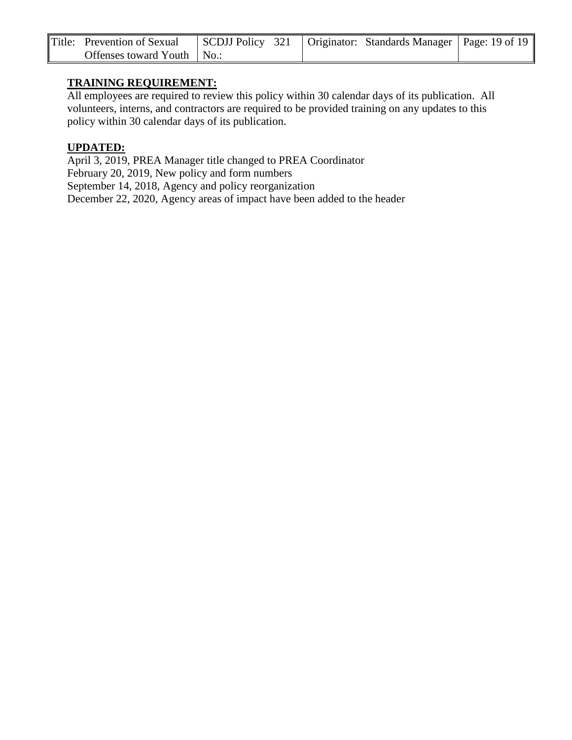**TRAINING REQUIREMENT:**

All employees are required to review this policy within 30 calendar days of its publication. All volunteers, interns, and contractors are required to be provided training on any updates to this policy within 30 calendar days of its publication.

**UPDATED:**

April 3, 2019, PREA Manager title changed to PREA Coordinator
February 20, 2019, New policy and form numbers
September 14, 2018, Agency and policy reorganization
December 22, 2020, Agency areas of impact have been added to the header